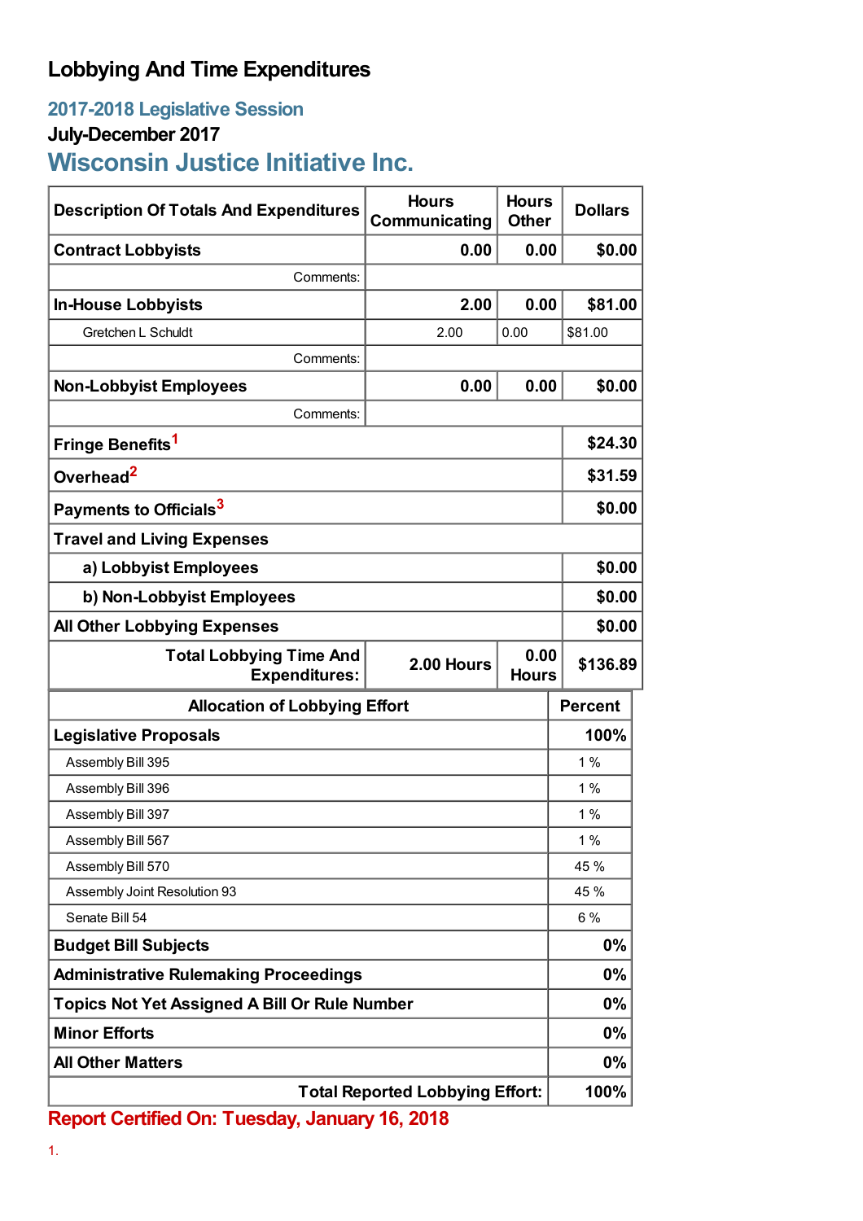# Lobbying And Time Expenditures

## 2017-2018 Legislative Session

### July-December 2017

## Wisconsin Justice Initiative Inc.

| Description Of Totals And Expenditures | Hours Communicating | Hours Other | Dollars |
|---|---|---|---|
| **Contract Lobbyists** | **0.00** | **0.00** | **$0.00** |
| Comments: | | | |
| **In-House Lobbyists** | **2.00** | **0.00** | **$81.00** |
| Gretchen L Schuldt | 2.00 | 0.00 | $81.00 |
| Comments: | | | |
| **Non-Lobbyist Employees** | **0.00** | **0.00** | **$0.00** |
| Comments: | | | |
| **Fringe Benefits**[1] | | | **$24.30** |
| **Overhead**[2] | | | **$31.59** |
| **Payments to Officials**[3] | | | **$0.00** |
| **Travel and Living Expenses** | | | |
| **a) Lobbyist Employees** | | | **$0.00** |
| **b) Non-Lobbyist Employees** | | | **$0.00** |
| **All Other Lobbying Expenses** | | | **$0.00** |
| **Total Lobbying Time And Expenditures:** | **2.00 Hours** | **0.00 Hours** | **$136.89** |

| Allocation of Lobbying Effort | Percent |
|---|---|
| **Legislative Proposals** | **100%** |
| Assembly Bill 395 | 1 % |
| Assembly Bill 396 | 1 % |
| Assembly Bill 397 | 1 % |
| Assembly Bill 567 | 1 % |
| Assembly Bill 570 | 45 % |
| Assembly Joint Resolution 93 | 45 % |
| Senate Bill 54 | 6 % |
| **Budget Bill Subjects** | **0%** |
| **Administrative Rulemaking Proceedings** | **0%** |
| **Topics Not Yet Assigned A Bill Or Rule Number** | **0%** |
| **Minor Efforts** | **0%** |
| **All Other Matters** | **0%** |
| **Total Reported Lobbying Effort:** | **100%** |

**Report Certified On: Tuesday, January 16, 2018**

1.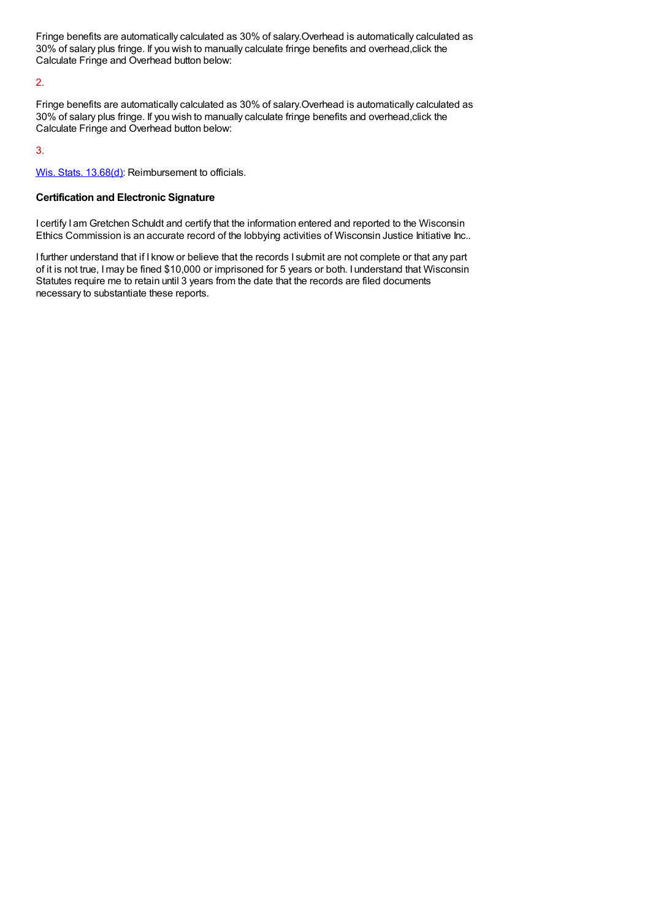Fringe benefits are automatically calculated as 30% of salary.Overhead is automatically calculated as 30% of salary plus fringe. If you wish to manually calculate fringe benefits and overhead,click the Calculate Fringe and Overhead button below:

2.

Fringe benefits are automatically calculated as 30% of salary.Overhead is automatically calculated as 30% of salary plus fringe. If you wish to manually calculate fringe benefits and overhead,click the Calculate Fringe and Overhead button below:

3.

Wis. Stats. 13.68(d): Reimbursement to officials.

**Certification and Electronic Signature**

I certify I am Gretchen Schuldt and certify that the information entered and reported to the Wisconsin Ethics Commission is an accurate record of the lobbying activities of Wisconsin Justice Initiative Inc..

I further understand that if I know or believe that the records I submit are not complete or that any part of it is not true, I may be fined $10,000 or imprisoned for 5 years or both. I understand that Wisconsin Statutes require me to retain until 3 years from the date that the records are filed documents necessary to substantiate these reports.